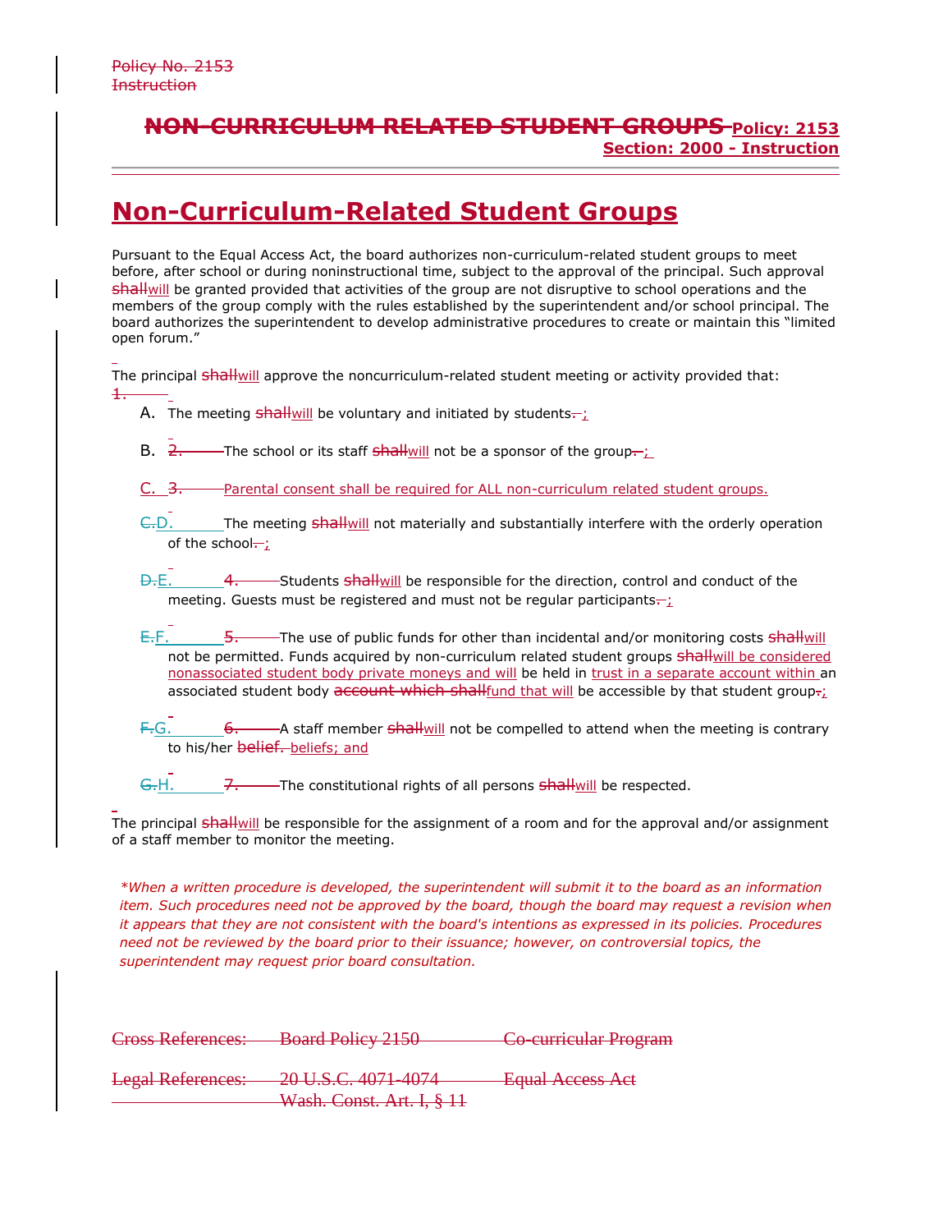~~Policy No. 2153~~
~~Instruction~~

## ~~NON-CURRICULUM RELATED STUDENT GROUPS~~ **Policy: 2153**
**Section: 2000 - Instruction**

# Non-Curriculum-Related Student Groups

Pursuant to the Equal Access Act, the board authorizes non-curriculum-related student groups to meet before, after school or during noninstructional time, subject to the approval of the principal. Such approval ~~shall~~will be granted provided that activities of the group are not disruptive to school operations and the members of the group comply with the rules established by the superintendent and/or school principal. The board authorizes the superintendent to develop administrative procedures to create or maintain this "limited open forum."

The principal ~~shall~~will approve the noncurriculum-related student meeting or activity provided that:

~~1.~~

A. The meeting ~~shall~~will be voluntary and initiated by students~~.~~;

B. ~~2.~~ The school or its staff ~~shall~~will not be a sponsor of the group~~.~~;

C. ~~3.~~ Parental consent shall be required for ALL non-curriculum related student groups.

~~C.~~D. The meeting ~~shall~~will not materially and substantially interfere with the orderly operation of the school~~.~~;

~~D.~~E. ~~4.~~ Students ~~shall~~will be responsible for the direction, control and conduct of the meeting. Guests must be registered and must not be regular participants~~.~~;

~~E.~~F. ~~5.~~ The use of public funds for other than incidental and/or monitoring costs ~~shall~~will not be permitted. Funds acquired by non-curriculum related student groups ~~shall~~will be considered nonassociated student body private moneys and will be held in trust in a separate account within an associated student body ~~account which shall~~fund that will be accessible by that student group~~.~~;

~~F.~~G. ~~6.~~ A staff member ~~shall~~will not be compelled to attend when the meeting is contrary to his/her ~~belief.~~ beliefs; and

~~G.~~H. ~~7.~~ The constitutional rights of all persons ~~shall~~will be respected.

The principal ~~shall~~will be responsible for the assignment of a room and for the approval and/or assignment of a staff member to monitor the meeting.

*\*When a written procedure is developed, the superintendent will submit it to the board as an information item. Such procedures need not be approved by the board, though the board may request a revision when it appears that they are not consistent with the board's intentions as expressed in its policies. Procedures need not be reviewed by the board prior to their issuance; however, on controversial topics, the superintendent may request prior board consultation.*

| | | |
|---|---|---|
| ~~Cross References:~~ | ~~Board Policy 2150~~ | ~~Co-curricular Program~~ |
| ~~Legal References:~~ | ~~20 U.S.C. 4071-4074~~ | ~~Equal Access Act~~ |
| | ~~Wash. Const. Art. I, § 11~~ | |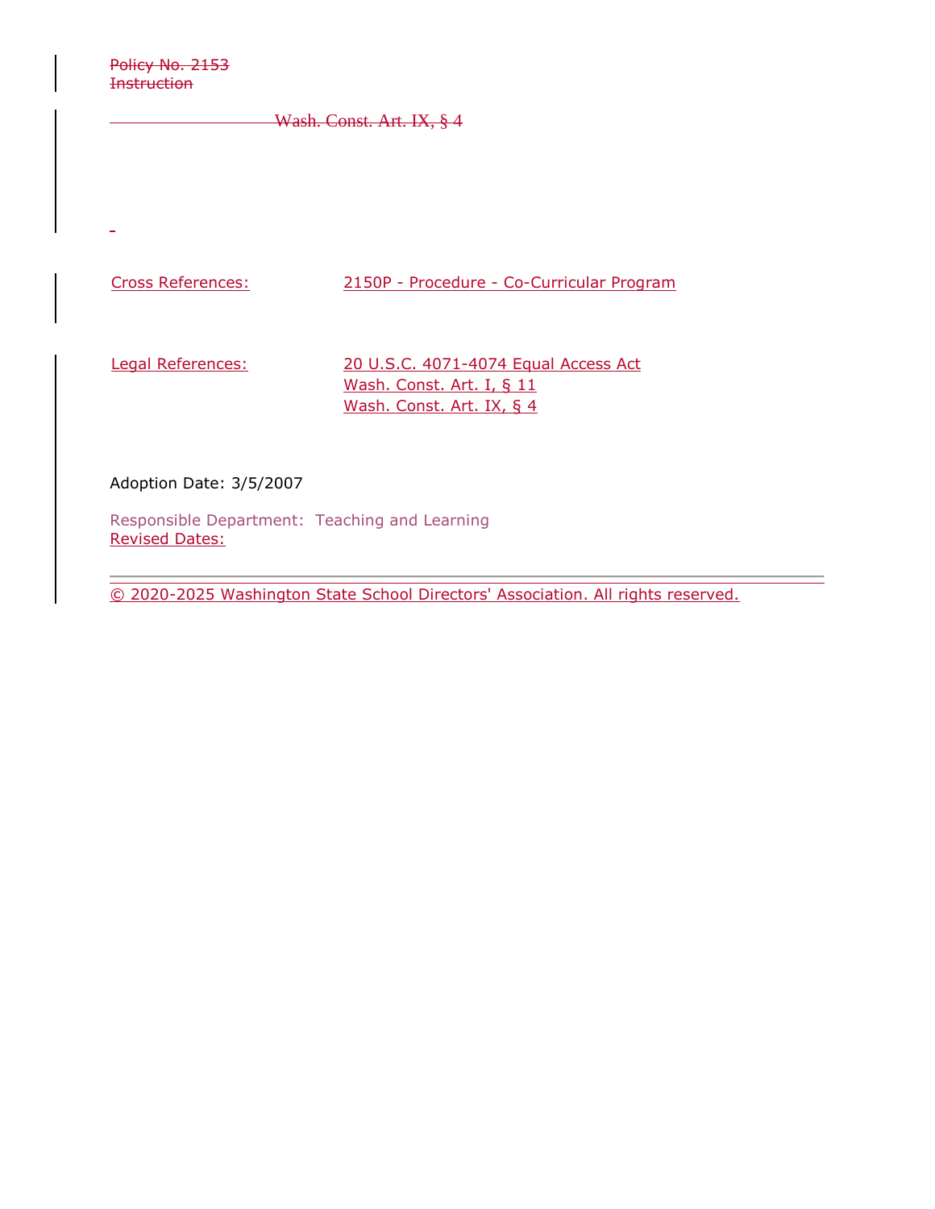Policy No. 2153
Instruction

Wash. Const. Art. IX, § 4

| | |
|---|---|
| Cross References: | 2150P - Procedure - Co-Curricular Program |

| | |
|---|---|
| Legal References: | 20 U.S.C. 4071-4074 Equal Access Act |
| | Wash. Const. Art. I, § 11 |
| | Wash. Const. Art. IX, § 4 |

Adoption Date: 3/5/2007

Responsible Department: Teaching and Learning
Revised Dates:

© 2020-2025 Washington State School Directors' Association. All rights reserved.